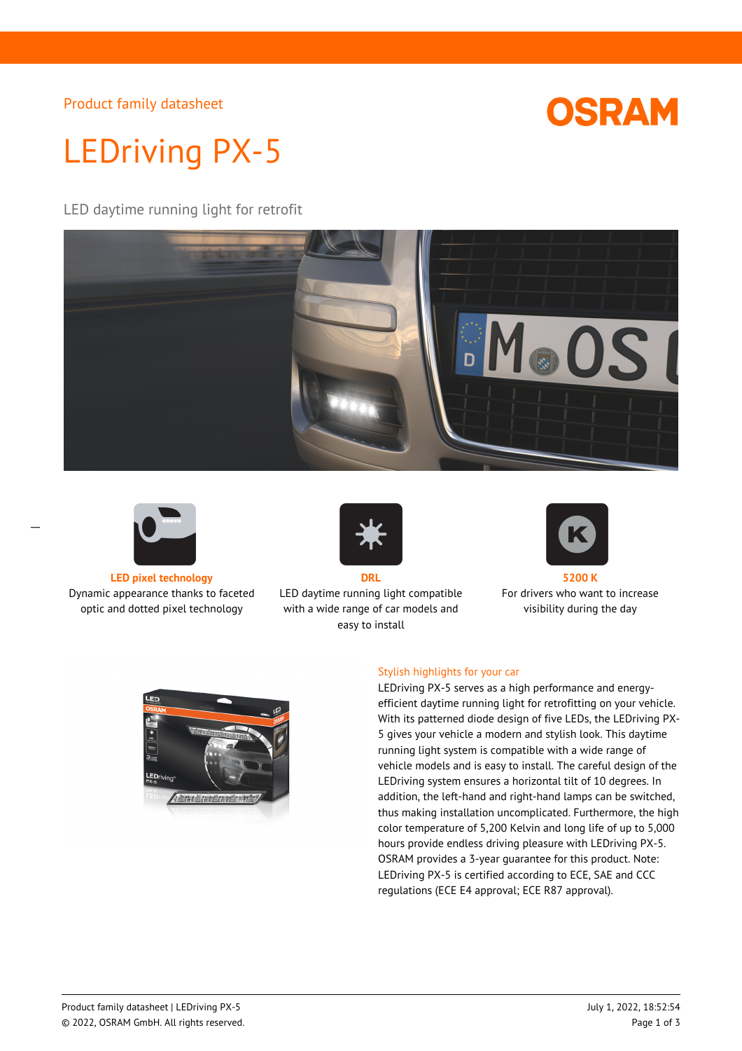Product family datasheet

# LEDriving PX-5

## LED daytime running light for retrofit

**LED pixel technology**
Dynamic appearance thanks to faceted optic and dotted pixel technology

**DRL**
LED daytime running light compatible with a wide range of car models and easy to install

**5200 K**
For drivers who want to increase visibility during the day

### Stylish highlights for your car

LEDriving PX-5 serves as a high performance and energy-efficient daytime running light for retrofitting on your vehicle. With its patterned diode design of five LEDs, the LEDriving PX-5 gives your vehicle a modern and stylish look. This daytime running light system is compatible with a wide range of vehicle models and is easy to install. The careful design of the LEDriving system ensures a horizontal tilt of 10 degrees. In addition, the left-hand and right-hand lamps can be switched, thus making installation uncomplicated. Furthermore, the high color temperature of 5,200 Kelvin and long life of up to 5,000 hours provide endless driving pleasure with LEDriving PX-5. OSRAM provides a 3-year guarantee for this product. Note: LEDriving PX-5 is certified according to ECE, SAE and CCC regulations (ECE E4 approval; ECE R87 approval).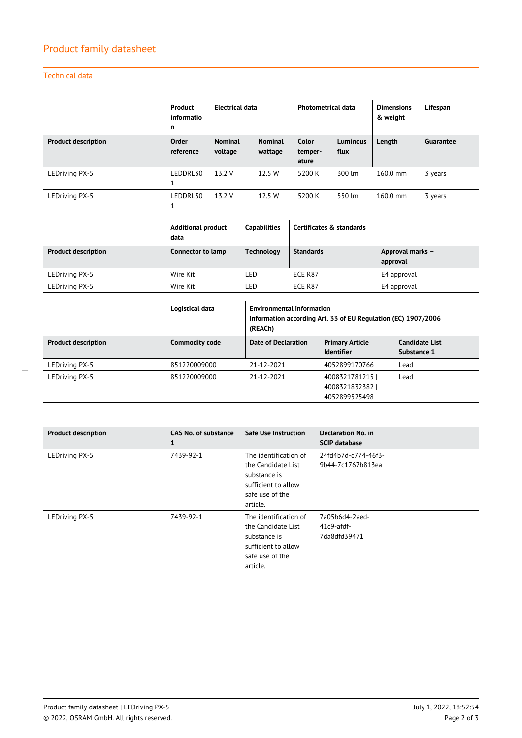## Product family datasheet

### Technical data

| | Product information | Electrical data | | Photometrical data | | Dimensions & weight | Lifespan |
|---|---|---|---|---|---|---|---|
| **Product description** | **Order reference** | **Nominal voltage** | **Nominal wattage** | **Color temper-ature** | **Luminous flux** | **Length** | **Guarantee** |
| LEDriving PX-5 | LEDDRL301 | 13.2 V | 12.5 W | 5200 K | 300 lm | 160.0 mm | 3 years |
| LEDriving PX-5 | LEDDRL301 | 13.2 V | 12.5 W | 5200 K | 550 lm | 160.0 mm | 3 years |

| | Additional product data | Capabilities | Certificates & standards | |
|---|---|---|---|---|
| **Product description** | **Connector to lamp** | **Technology** | **Standards** | **Approval marks – approval** |
| LEDriving PX-5 | Wire Kit | LED | ECE R87 | E4 approval |
| LEDriving PX-5 | Wire Kit | LED | ECE R87 | E4 approval |

| | Logistical data | Environmental information Information according Art. 33 of EU Regulation (EC) 1907/2006 (REACh) | | |
|---|---|---|---|---|
| **Product description** | **Commodity code** | **Date of Declaration** | **Primary Article Identifier** | **Candidate List Substance 1** |
| LEDriving PX-5 | 851220009000 | 21-12-2021 | 4052899170766 | Lead |
| LEDriving PX-5 | 851220009000 | 21-12-2021 | 4008321781215 \| 4008321832382 \| 4052899525498 | Lead |

| Product description | CAS No. of substance 1 | Safe Use Instruction | Declaration No. in SCIP database |
|---|---|---|---|
| LEDriving PX-5 | 7439-92-1 | The identification of the Candidate List substance is sufficient to allow safe use of the article. | 24fd4b7d-c774-46f3-9b44-7c1767b813ea |
| LEDriving PX-5 | 7439-92-1 | The identification of the Candidate List substance is sufficient to allow safe use of the article. | 7a05b6d4-2aed-41c9-afdf-7da8dfd39471 |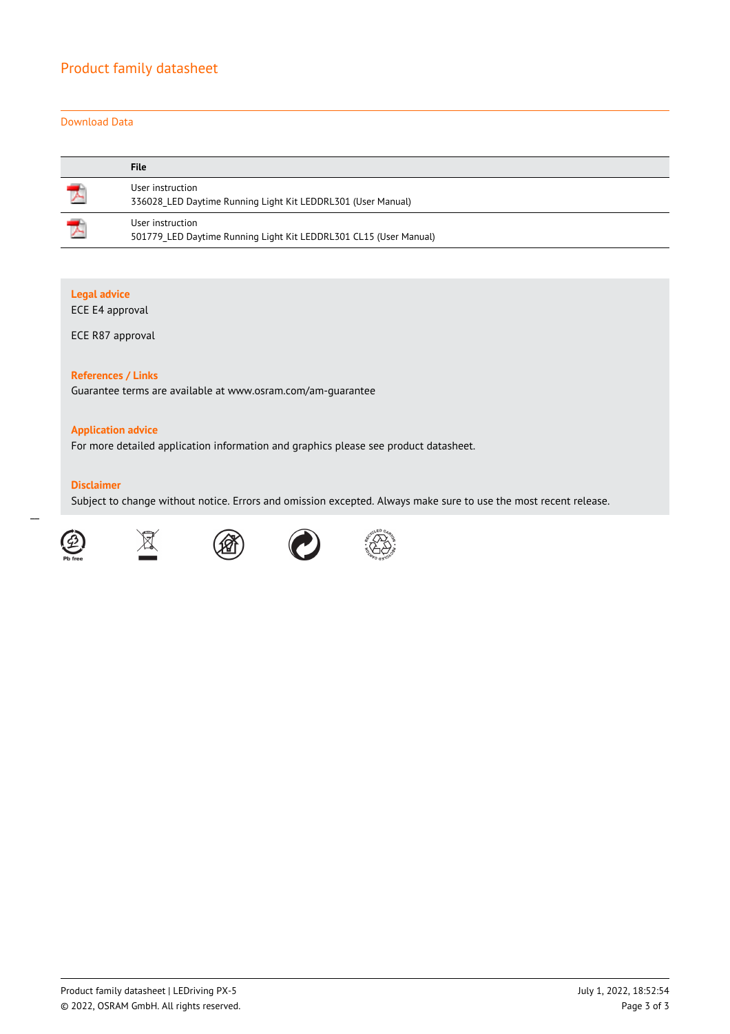# Product family datasheet

## Download Data

| | File |
|---|---|
| | User instruction<br>336028_LED Daytime Running Light Kit LEDDRL301 (User Manual) |
| | User instruction<br>501779_LED Daytime Running Light Kit LEDDRL301 CL15 (User Manual) |

### Legal advice

ECE E4 approval

ECE R87 approval

### References / Links

Guarantee terms are available at www.osram.com/am-guarantee

### Application advice

For more detailed application information and graphics please see product datasheet.

### Disclaimer

Subject to change without notice. Errors and omission excepted. Always make sure to use the most recent release.

Pb free